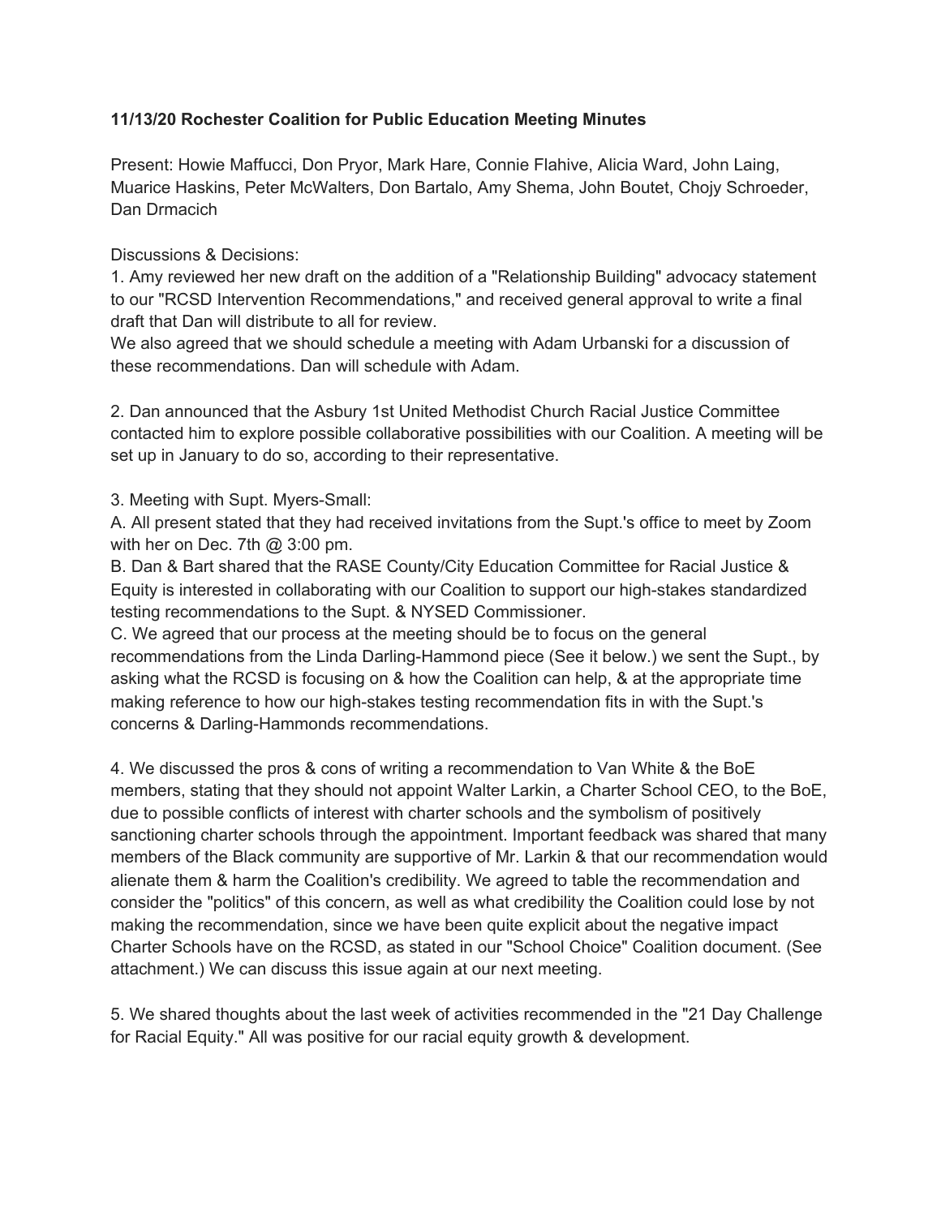**11/13/20 Rochester Coalition for Public Education Meeting Minutes**

Present: Howie Maffucci, Don Pryor, Mark Hare, Connie Flahive, Alicia Ward, John Laing, Muarice Haskins, Peter McWalters, Don Bartalo, Amy Shema, John Boutet, Chojy Schroeder, Dan Drmacich

Discussions & Decisions:

1. Amy reviewed her new draft on the addition of a "Relationship Building" advocacy statement to our "RCSD Intervention Recommendations," and received general approval to write a final draft that Dan will distribute to all for review.
We also agreed that we should schedule a meeting with Adam Urbanski for a discussion of these recommendations. Dan will schedule with Adam.

2. Dan announced that the Asbury 1st United Methodist Church Racial Justice Committee contacted him to explore possible collaborative possibilities with our Coalition. A meeting will be set up in January to do so, according to their representative.

3. Meeting with Supt. Myers-Small:
A. All present stated that they had received invitations from the Supt.'s office to meet by Zoom with her on Dec. 7th @ 3:00 pm.
B. Dan & Bart shared that the RASE County/City Education Committee for Racial Justice & Equity is interested in collaborating with our Coalition to support our high-stakes standardized testing recommendations to the Supt. & NYSED Commissioner.
C. We agreed that our process at the meeting should be to focus on the general recommendations from the Linda Darling-Hammond piece (See it below.) we sent the Supt., by asking what the RCSD is focusing on & how the Coalition can help, & at the appropriate time making reference to how our high-stakes testing recommendation fits in with the Supt.'s concerns & Darling-Hammonds recommendations.

4. We discussed the pros & cons of writing a recommendation to Van White & the BoE members, stating that they should not appoint Walter Larkin, a Charter School CEO, to the BoE, due to possible conflicts of interest with charter schools and the symbolism of positively sanctioning charter schools through the appointment. Important feedback was shared that many members of the Black community are supportive of Mr. Larkin & that our recommendation would alienate them & harm the Coalition's credibility. We agreed to table the recommendation and consider the "politics" of this concern, as well as what credibility the Coalition could lose by not making the recommendation, since we have been quite explicit about the negative impact Charter Schools have on the RCSD, as stated in our "School Choice" Coalition document. (See attachment.) We can discuss this issue again at our next meeting.

5. We shared thoughts about the last week of activities recommended in the "21 Day Challenge for Racial Equity." All was positive for our racial equity growth & development.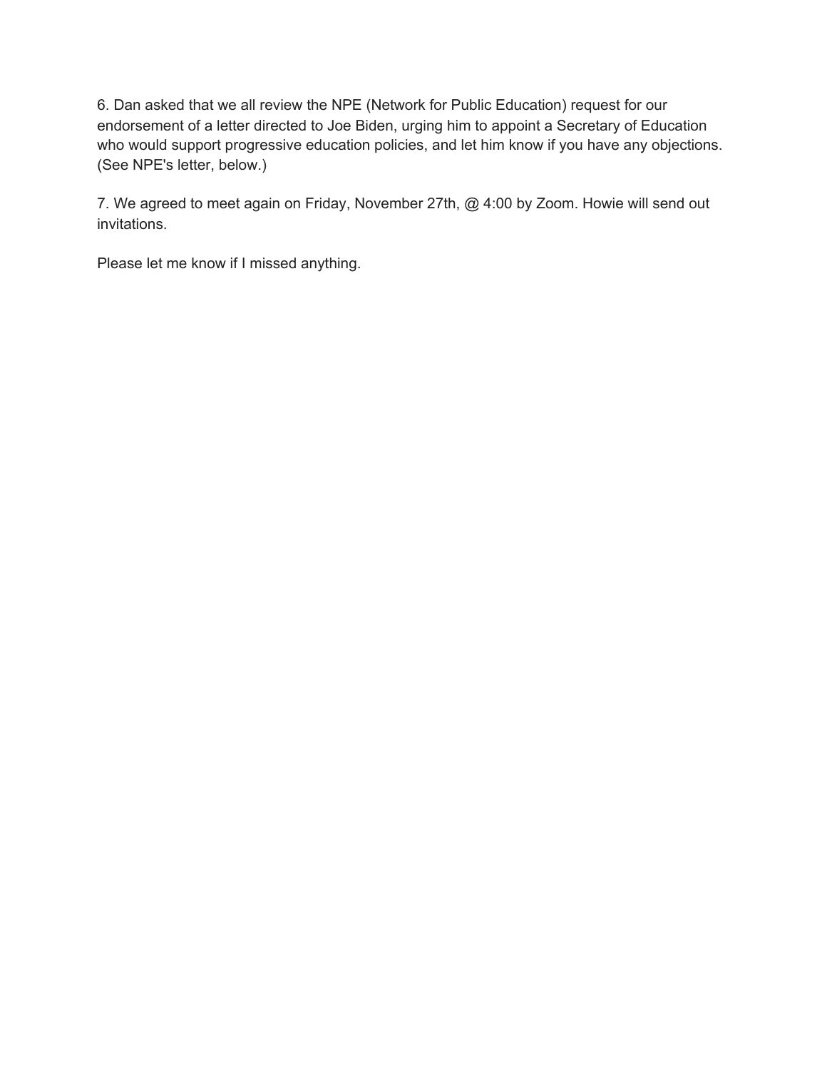6. Dan asked that we all review the NPE (Network for Public Education) request for our endorsement of a letter directed to Joe Biden, urging him to appoint a Secretary of Education who would support progressive education policies, and let him know if you have any objections. (See NPE's letter, below.)

7. We agreed to meet again on Friday, November 27th, @ 4:00 by Zoom. Howie will send out invitations.

Please let me know if I missed anything.